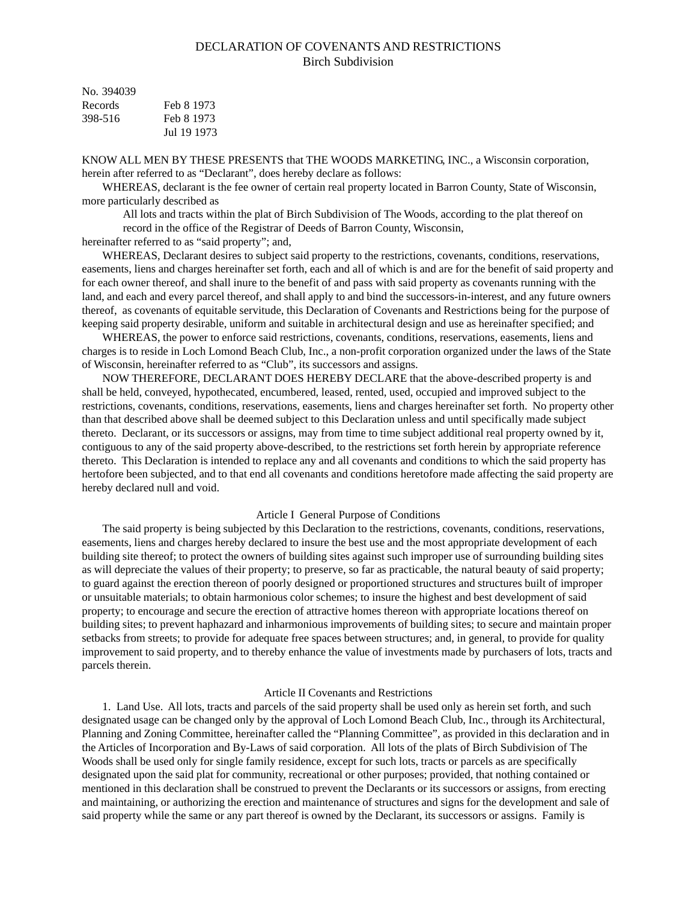# DECLARATION OF COVENANTS AND RESTRICTIONS
## Birch Subdivision

No. 394039

| | |
|---|---|
| Records | Feb 8 1973 |
| 398-516 | Feb 8 1973 |
| | Jul 19 1973 |

KNOW ALL MEN BY THESE PRESENTS that THE WOODS MARKETING, INC., a Wisconsin corporation, herein after referred to as "Declarant", does hereby declare as follows:

WHEREAS, declarant is the fee owner of certain real property located in Barron County, State of Wisconsin, more particularly described as

> All lots and tracts within the plat of Birch Subdivision of The Woods, according to the plat thereof on record in the office of the Registrar of Deeds of Barron County, Wisconsin,

hereinafter referred to as "said property"; and,

WHEREAS, Declarant desires to subject said property to the restrictions, covenants, conditions, reservations, easements, liens and charges hereinafter set forth, each and all of which is and are for the benefit of said property and for each owner thereof, and shall inure to the benefit of and pass with said property as covenants running with the land, and each and every parcel thereof, and shall apply to and bind the successors-in-interest, and any future owners thereof, as covenants of equitable servitude, this Declaration of Covenants and Restrictions being for the purpose of keeping said property desirable, uniform and suitable in architectural design and use as hereinafter specified; and

WHEREAS, the power to enforce said restrictions, covenants, conditions, reservations, easements, liens and charges is to reside in Loch Lomond Beach Club, Inc., a non-profit corporation organized under the laws of the State of Wisconsin, hereinafter referred to as "Club", its successors and assigns.

NOW THEREFORE, DECLARANT DOES HEREBY DECLARE that the above-described property is and shall be held, conveyed, hypothecated, encumbered, leased, rented, used, occupied and improved subject to the restrictions, covenants, conditions, reservations, easements, liens and charges hereinafter set forth. No property other than that described above shall be deemed subject to this Declaration unless and until specifically made subject thereto. Declarant, or its successors or assigns, may from time to time subject additional real property owned by it, contiguous to any of the said property above-described, to the restrictions set forth herein by appropriate reference thereto. This Declaration is intended to replace any and all covenants and conditions to which the said property has hertofore been subjected, and to that end all covenants and conditions heretofore made affecting the said property are hereby declared null and void.

### Article I General Purpose of Conditions

The said property is being subjected by this Declaration to the restrictions, covenants, conditions, reservations, easements, liens and charges hereby declared to insure the best use and the most appropriate development of each building site thereof; to protect the owners of building sites against such improper use of surrounding building sites as will depreciate the values of their property; to preserve, so far as practicable, the natural beauty of said property; to guard against the erection thereon of poorly designed or proportioned structures and structures built of improper or unsuitable materials; to obtain harmonious color schemes; to insure the highest and best development of said property; to encourage and secure the erection of attractive homes thereon with appropriate locations thereof on building sites; to prevent haphazard and inharmonious improvements of building sites; to secure and maintain proper setbacks from streets; to provide for adequate free spaces between structures; and, in general, to provide for quality improvement to said property, and to thereby enhance the value of investments made by purchasers of lots, tracts and parcels therein.

### Article II Covenants and Restrictions

1. Land Use. All lots, tracts and parcels of the said property shall be used only as herein set forth, and such designated usage can be changed only by the approval of Loch Lomond Beach Club, Inc., through its Architectural, Planning and Zoning Committee, hereinafter called the "Planning Committee", as provided in this declaration and in the Articles of Incorporation and By-Laws of said corporation. All lots of the plats of Birch Subdivision of The Woods shall be used only for single family residence, except for such lots, tracts or parcels as are specifically designated upon the said plat for community, recreational or other purposes; provided, that nothing contained or mentioned in this declaration shall be construed to prevent the Declarants or its successors or assigns, from erecting and maintaining, or authorizing the erection and maintenance of structures and signs for the development and sale of said property while the same or any part thereof is owned by the Declarant, its successors or assigns. Family is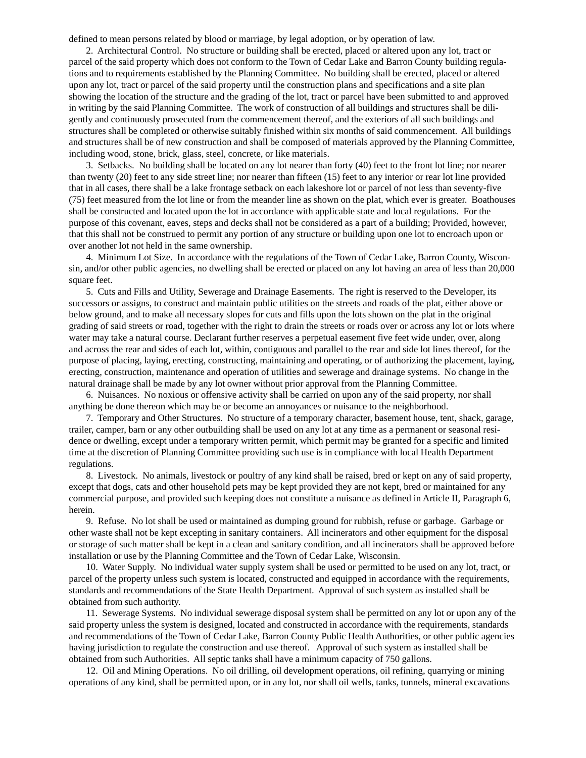defined to mean persons related by blood or marriage, by legal adoption, or by operation of law.

2. Architectural Control. No structure or building shall be erected, placed or altered upon any lot, tract or parcel of the said property which does not conform to the Town of Cedar Lake and Barron County building regulations and to requirements established by the Planning Committee. No building shall be erected, placed or altered upon any lot, tract or parcel of the said property until the construction plans and specifications and a site plan showing the location of the structure and the grading of the lot, tract or parcel have been submitted to and approved in writing by the said Planning Committee. The work of construction of all buildings and structures shall be diligently and continuously prosecuted from the commencement thereof, and the exteriors of all such buildings and structures shall be completed or otherwise suitably finished within six months of said commencement. All buildings and structures shall be of new construction and shall be composed of materials approved by the Planning Committee, including wood, stone, brick, glass, steel, concrete, or like materials.

3. Setbacks. No building shall be located on any lot nearer than forty (40) feet to the front lot line; nor nearer than twenty (20) feet to any side street line; nor nearer than fifteen (15) feet to any interior or rear lot line provided that in all cases, there shall be a lake frontage setback on each lakeshore lot or parcel of not less than seventy-five (75) feet measured from the lot line or from the meander line as shown on the plat, which ever is greater. Boathouses shall be constructed and located upon the lot in accordance with applicable state and local regulations. For the purpose of this covenant, eaves, steps and decks shall not be considered as a part of a building; Provided, however, that this shall not be construed to permit any portion of any structure or building upon one lot to encroach upon or over another lot not held in the same ownership.

4. Minimum Lot Size. In accordance with the regulations of the Town of Cedar Lake, Barron County, Wisconsin, and/or other public agencies, no dwelling shall be erected or placed on any lot having an area of less than 20,000 square feet.

5. Cuts and Fills and Utility, Sewerage and Drainage Easements. The right is reserved to the Developer, its successors or assigns, to construct and maintain public utilities on the streets and roads of the plat, either above or below ground, and to make all necessary slopes for cuts and fills upon the lots shown on the plat in the original grading of said streets or road, together with the right to drain the streets or roads over or across any lot or lots where water may take a natural course. Declarant further reserves a perpetual easement five feet wide under, over, along and across the rear and sides of each lot, within, contiguous and parallel to the rear and side lot lines thereof, for the purpose of placing, laying, erecting, constructing, maintaining and operating, or of authorizing the placement, laying, erecting, construction, maintenance and operation of utilities and sewerage and drainage systems. No change in the natural drainage shall be made by any lot owner without prior approval from the Planning Committee.

6. Nuisances. No noxious or offensive activity shall be carried on upon any of the said property, nor shall anything be done thereon which may be or become an annoyances or nuisance to the neighborhood.

7. Temporary and Other Structures. No structure of a temporary character, basement house, tent, shack, garage, trailer, camper, barn or any other outbuilding shall be used on any lot at any time as a permanent or seasonal residence or dwelling, except under a temporary written permit, which permit may be granted for a specific and limited time at the discretion of Planning Committee providing such use is in compliance with local Health Department regulations.

8. Livestock. No animals, livestock or poultry of any kind shall be raised, bred or kept on any of said property, except that dogs, cats and other household pets may be kept provided they are not kept, bred or maintained for any commercial purpose, and provided such keeping does not constitute a nuisance as defined in Article II, Paragraph 6, herein.

9. Refuse. No lot shall be used or maintained as dumping ground for rubbish, refuse or garbage. Garbage or other waste shall not be kept excepting in sanitary containers. All incinerators and other equipment for the disposal or storage of such matter shall be kept in a clean and sanitary condition, and all incinerators shall be approved before installation or use by the Planning Committee and the Town of Cedar Lake, Wisconsin.

10. Water Supply. No individual water supply system shall be used or permitted to be used on any lot, tract, or parcel of the property unless such system is located, constructed and equipped in accordance with the requirements, standards and recommendations of the State Health Department. Approval of such system as installed shall be obtained from such authority.

11. Sewerage Systems. No individual sewerage disposal system shall be permitted on any lot or upon any of the said property unless the system is designed, located and constructed in accordance with the requirements, standards and recommendations of the Town of Cedar Lake, Barron County Public Health Authorities, or other public agencies having jurisdiction to regulate the construction and use thereof. Approval of such system as installed shall be obtained from such Authorities. All septic tanks shall have a minimum capacity of 750 gallons.

12. Oil and Mining Operations. No oil drilling, oil development operations, oil refining, quarrying or mining operations of any kind, shall be permitted upon, or in any lot, nor shall oil wells, tanks, tunnels, mineral excavations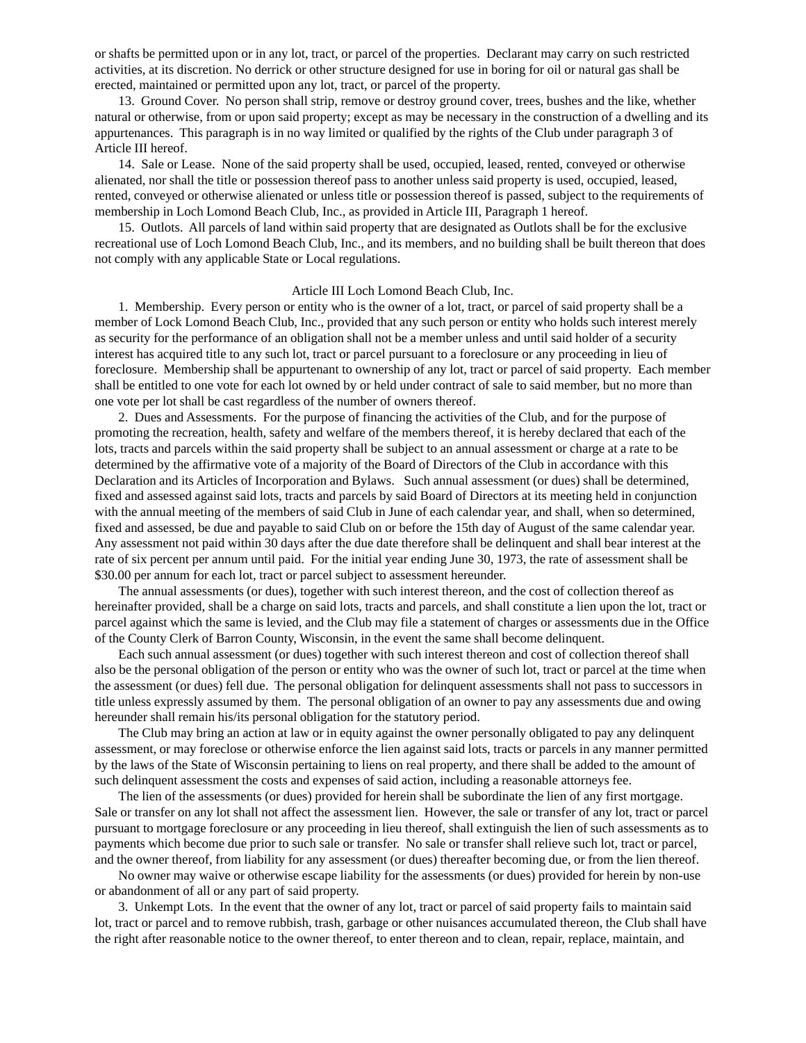or shafts be permitted upon or in any lot, tract, or parcel of the properties. Declarant may carry on such restricted activities, at its discretion. No derrick or other structure designed for use in boring for oil or natural gas shall be erected, maintained or permitted upon any lot, tract, or parcel of the property.

13. Ground Cover. No person shall strip, remove or destroy ground cover, trees, bushes and the like, whether natural or otherwise, from or upon said property; except as may be necessary in the construction of a dwelling and its appurtenances. This paragraph is in no way limited or qualified by the rights of the Club under paragraph 3 of Article III hereof.

14. Sale or Lease. None of the said property shall be used, occupied, leased, rented, conveyed or otherwise alienated, nor shall the title or possession thereof pass to another unless said property is used, occupied, leased, rented, conveyed or otherwise alienated or unless title or possession thereof is passed, subject to the requirements of membership in Loch Lomond Beach Club, Inc., as provided in Article III, Paragraph 1 hereof.

15. Outlots. All parcels of land within said property that are designated as Outlots shall be for the exclusive recreational use of Loch Lomond Beach Club, Inc., and its members, and no building shall be built thereon that does not comply with any applicable State or Local regulations.

## Article III Loch Lomond Beach Club, Inc.

1. Membership. Every person or entity who is the owner of a lot, tract, or parcel of said property shall be a member of Lock Lomond Beach Club, Inc., provided that any such person or entity who holds such interest merely as security for the performance of an obligation shall not be a member unless and until said holder of a security interest has acquired title to any such lot, tract or parcel pursuant to a foreclosure or any proceeding in lieu of foreclosure. Membership shall be appurtenant to ownership of any lot, tract or parcel of said property. Each member shall be entitled to one vote for each lot owned by or held under contract of sale to said member, but no more than one vote per lot shall be cast regardless of the number of owners thereof.

2. Dues and Assessments. For the purpose of financing the activities of the Club, and for the purpose of promoting the recreation, health, safety and welfare of the members thereof, it is hereby declared that each of the lots, tracts and parcels within the said property shall be subject to an annual assessment or charge at a rate to be determined by the affirmative vote of a majority of the Board of Directors of the Club in accordance with this Declaration and its Articles of Incorporation and Bylaws. Such annual assessment (or dues) shall be determined, fixed and assessed against said lots, tracts and parcels by said Board of Directors at its meeting held in conjunction with the annual meeting of the members of said Club in June of each calendar year, and shall, when so determined, fixed and assessed, be due and payable to said Club on or before the 15th day of August of the same calendar year. Any assessment not paid within 30 days after the due date therefore shall be delinquent and shall bear interest at the rate of six percent per annum until paid. For the initial year ending June 30, 1973, the rate of assessment shall be $30.00 per annum for each lot, tract or parcel subject to assessment hereunder.

The annual assessments (or dues), together with such interest thereon, and the cost of collection thereof as hereinafter provided, shall be a charge on said lots, tracts and parcels, and shall constitute a lien upon the lot, tract or parcel against which the same is levied, and the Club may file a statement of charges or assessments due in the Office of the County Clerk of Barron County, Wisconsin, in the event the same shall become delinquent.

Each such annual assessment (or dues) together with such interest thereon and cost of collection thereof shall also be the personal obligation of the person or entity who was the owner of such lot, tract or parcel at the time when the assessment (or dues) fell due. The personal obligation for delinquent assessments shall not pass to successors in title unless expressly assumed by them. The personal obligation of an owner to pay any assessments due and owing hereunder shall remain his/its personal obligation for the statutory period.

The Club may bring an action at law or in equity against the owner personally obligated to pay any delinquent assessment, or may foreclose or otherwise enforce the lien against said lots, tracts or parcels in any manner permitted by the laws of the State of Wisconsin pertaining to liens on real property, and there shall be added to the amount of such delinquent assessment the costs and expenses of said action, including a reasonable attorneys fee.

The lien of the assessments (or dues) provided for herein shall be subordinate the lien of any first mortgage. Sale or transfer on any lot shall not affect the assessment lien. However, the sale or transfer of any lot, tract or parcel pursuant to mortgage foreclosure or any proceeding in lieu thereof, shall extinguish the lien of such assessments as to payments which become due prior to such sale or transfer. No sale or transfer shall relieve such lot, tract or parcel, and the owner thereof, from liability for any assessment (or dues) thereafter becoming due, or from the lien thereof.

No owner may waive or otherwise escape liability for the assessments (or dues) provided for herein by non-use or abandonment of all or any part of said property.

3. Unkempt Lots. In the event that the owner of any lot, tract or parcel of said property fails to maintain said lot, tract or parcel and to remove rubbish, trash, garbage or other nuisances accumulated thereon, the Club shall have the right after reasonable notice to the owner thereof, to enter thereon and to clean, repair, replace, maintain, and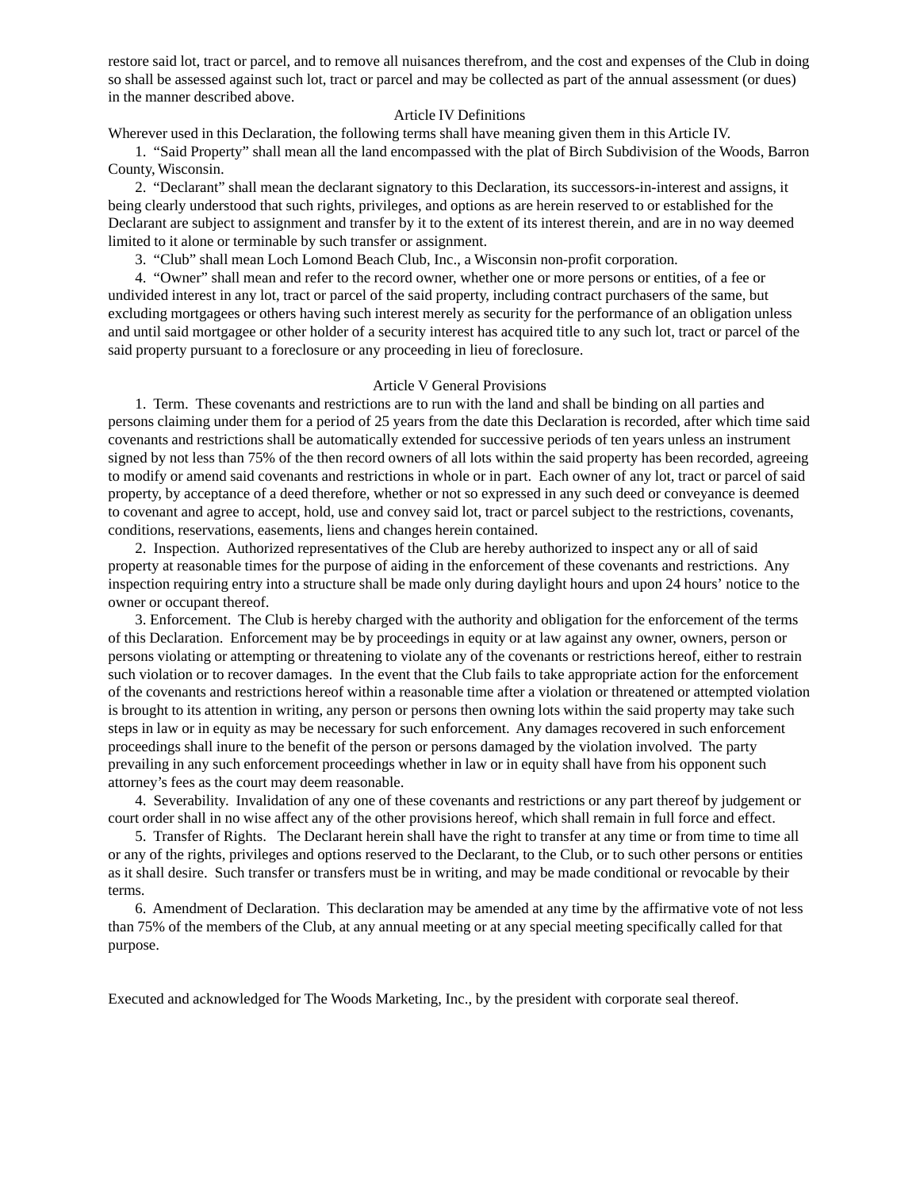restore said lot, tract or parcel, and to remove all nuisances therefrom, and the cost and expenses of the Club in doing so shall be assessed against such lot, tract or parcel and may be collected as part of the annual assessment (or dues) in the manner described above.

## Article IV Definitions

Wherever used in this Declaration, the following terms shall have meaning given them in this Article IV.

1. "Said Property" shall mean all the land encompassed with the plat of Birch Subdivision of the Woods, Barron County, Wisconsin.

2. "Declarant" shall mean the declarant signatory to this Declaration, its successors-in-interest and assigns, it being clearly understood that such rights, privileges, and options as are herein reserved to or established for the Declarant are subject to assignment and transfer by it to the extent of its interest therein, and are in no way deemed limited to it alone or terminable by such transfer or assignment.

3. "Club" shall mean Loch Lomond Beach Club, Inc., a Wisconsin non-profit corporation.

4. "Owner" shall mean and refer to the record owner, whether one or more persons or entities, of a fee or undivided interest in any lot, tract or parcel of the said property, including contract purchasers of the same, but excluding mortgagees or others having such interest merely as security for the performance of an obligation unless and until said mortgagee or other holder of a security interest has acquired title to any such lot, tract or parcel of the said property pursuant to a foreclosure or any proceeding in lieu of foreclosure.

## Article V General Provisions

1. Term. These covenants and restrictions are to run with the land and shall be binding on all parties and persons claiming under them for a period of 25 years from the date this Declaration is recorded, after which time said covenants and restrictions shall be automatically extended for successive periods of ten years unless an instrument signed by not less than 75% of the then record owners of all lots within the said property has been recorded, agreeing to modify or amend said covenants and restrictions in whole or in part. Each owner of any lot, tract or parcel of said property, by acceptance of a deed therefore, whether or not so expressed in any such deed or conveyance is deemed to covenant and agree to accept, hold, use and convey said lot, tract or parcel subject to the restrictions, covenants, conditions, reservations, easements, liens and changes herein contained.

2. Inspection. Authorized representatives of the Club are hereby authorized to inspect any or all of said property at reasonable times for the purpose of aiding in the enforcement of these covenants and restrictions. Any inspection requiring entry into a structure shall be made only during daylight hours and upon 24 hours' notice to the owner or occupant thereof.

3. Enforcement. The Club is hereby charged with the authority and obligation for the enforcement of the terms of this Declaration. Enforcement may be by proceedings in equity or at law against any owner, owners, person or persons violating or attempting or threatening to violate any of the covenants or restrictions hereof, either to restrain such violation or to recover damages. In the event that the Club fails to take appropriate action for the enforcement of the covenants and restrictions hereof within a reasonable time after a violation or threatened or attempted violation is brought to its attention in writing, any person or persons then owning lots within the said property may take such steps in law or in equity as may be necessary for such enforcement. Any damages recovered in such enforcement proceedings shall inure to the benefit of the person or persons damaged by the violation involved. The party prevailing in any such enforcement proceedings whether in law or in equity shall have from his opponent such attorney's fees as the court may deem reasonable.

4. Severability. Invalidation of any one of these covenants and restrictions or any part thereof by judgement or court order shall in no wise affect any of the other provisions hereof, which shall remain in full force and effect.

5. Transfer of Rights. The Declarant herein shall have the right to transfer at any time or from time to time all or any of the rights, privileges and options reserved to the Declarant, to the Club, or to such other persons or entities as it shall desire. Such transfer or transfers must be in writing, and may be made conditional or revocable by their terms.

6. Amendment of Declaration. This declaration may be amended at any time by the affirmative vote of not less than 75% of the members of the Club, at any annual meeting or at any special meeting specifically called for that purpose.

Executed and acknowledged for The Woods Marketing, Inc., by the president with corporate seal thereof.